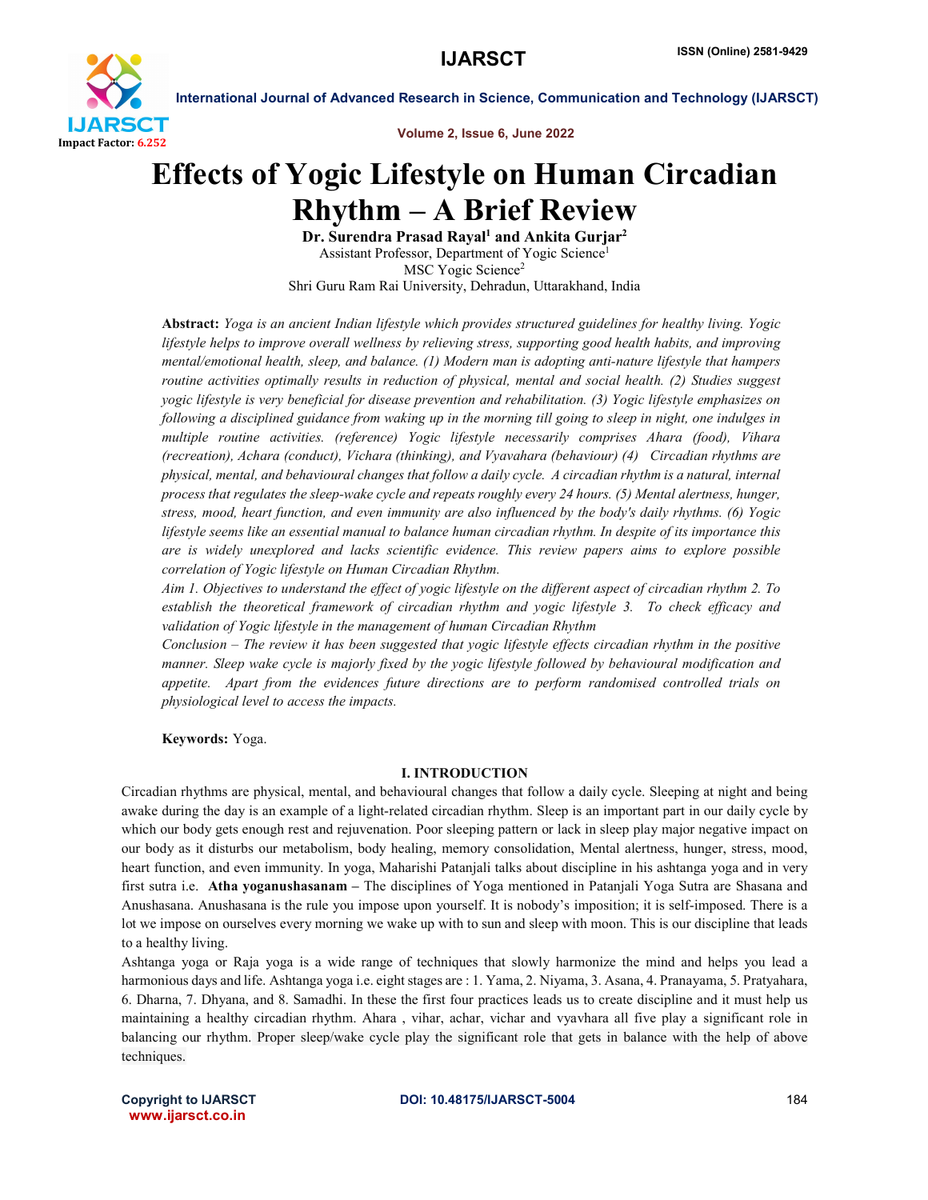# Effects of Yogic Lifestyle on Human Circadian Rhythm – A Brief Review

**Dr. Surendra Prasad Rayal[1] and Ankita Gurjar[2]**

Assistant Professor, Department of Yogic Science[1]

MSC Yogic Science[2]

Shri Guru Ram Rai University, Dehradun, Uttarakhand, India

**Abstract:** *Yoga is an ancient Indian lifestyle which provides structured guidelines for healthy living. Yogic lifestyle helps to improve overall wellness by relieving stress, supporting good health habits, and improving mental/emotional health, sleep, and balance. (1) Modern man is adopting anti-nature lifestyle that hampers routine activities optimally results in reduction of physical, mental and social health. (2) Studies suggest yogic lifestyle is very beneficial for disease prevention and rehabilitation. (3) Yogic lifestyle emphasizes on following a disciplined guidance from waking up in the morning till going to sleep in night, one indulges in multiple routine activities. (reference) Yogic lifestyle necessarily comprises Ahara (food), Vihara (recreation), Achara (conduct), Vichara (thinking), and Vyavahara (behaviour) (4) Circadian rhythms are physical, mental, and behavioural changes that follow a daily cycle. A circadian rhythm is a natural, internal process that regulates the sleep-wake cycle and repeats roughly every 24 hours. (5) Mental alertness, hunger, stress, mood, heart function, and even immunity are also influenced by the body's daily rhythms. (6) Yogic lifestyle seems like an essential manual to balance human circadian rhythm. In despite of its importance this are is widely unexplored and lacks scientific evidence. This review papers aims to explore possible correlation of Yogic lifestyle on Human Circadian Rhythm.*

*Aim 1. Objectives to understand the effect of yogic lifestyle on the different aspect of circadian rhythm 2. To establish the theoretical framework of circadian rhythm and yogic lifestyle 3. To check efficacy and validation of Yogic lifestyle in the management of human Circadian Rhythm*

*Conclusion – The review it has been suggested that yogic lifestyle effects circadian rhythm in the positive manner. Sleep wake cycle is majorly fixed by the yogic lifestyle followed by behavioural modification and appetite. Apart from the evidences future directions are to perform randomised controlled trials on physiological level to access the impacts.*

**Keywords:** Yoga.

## I. INTRODUCTION

Circadian rhythms are physical, mental, and behavioural changes that follow a daily cycle. Sleeping at night and being awake during the day is an example of a light-related circadian rhythm. Sleep is an important part in our daily cycle by which our body gets enough rest and rejuvenation. Poor sleeping pattern or lack in sleep play major negative impact on our body as it disturbs our metabolism, body healing, memory consolidation, Mental alertness, hunger, stress, mood, heart function, and even immunity. In yoga, Maharishi Patanjali talks about discipline in his ashtanga yoga and in very first sutra i.e. **Atha yoganushasanam** – The disciplines of Yoga mentioned in Patanjali Yoga Sutra are Shasana and Anushasana. Anushasana is the rule you impose upon yourself. It is nobody's imposition; it is self-imposed. There is a lot we impose on ourselves every morning we wake up with to sun and sleep with moon. This is our discipline that leads to a healthy living.

Ashtanga yoga or Raja yoga is a wide range of techniques that slowly harmonize the mind and helps you lead a harmonious days and life. Ashtanga yoga i.e. eight stages are : 1. Yama, 2. Niyama, 3. Asana, 4. Pranayama, 5. Pratyahara, 6. Dharna, 7. Dhyana, and 8. Samadhi. In these the first four practices leads us to create discipline and it must help us maintaining a healthy circadian rhythm. Ahara , vihar, achar, vichar and vyavhara all five play a significant role in balancing our rhythm. Proper sleep/wake cycle play the significant role that gets in balance with the help of above techniques.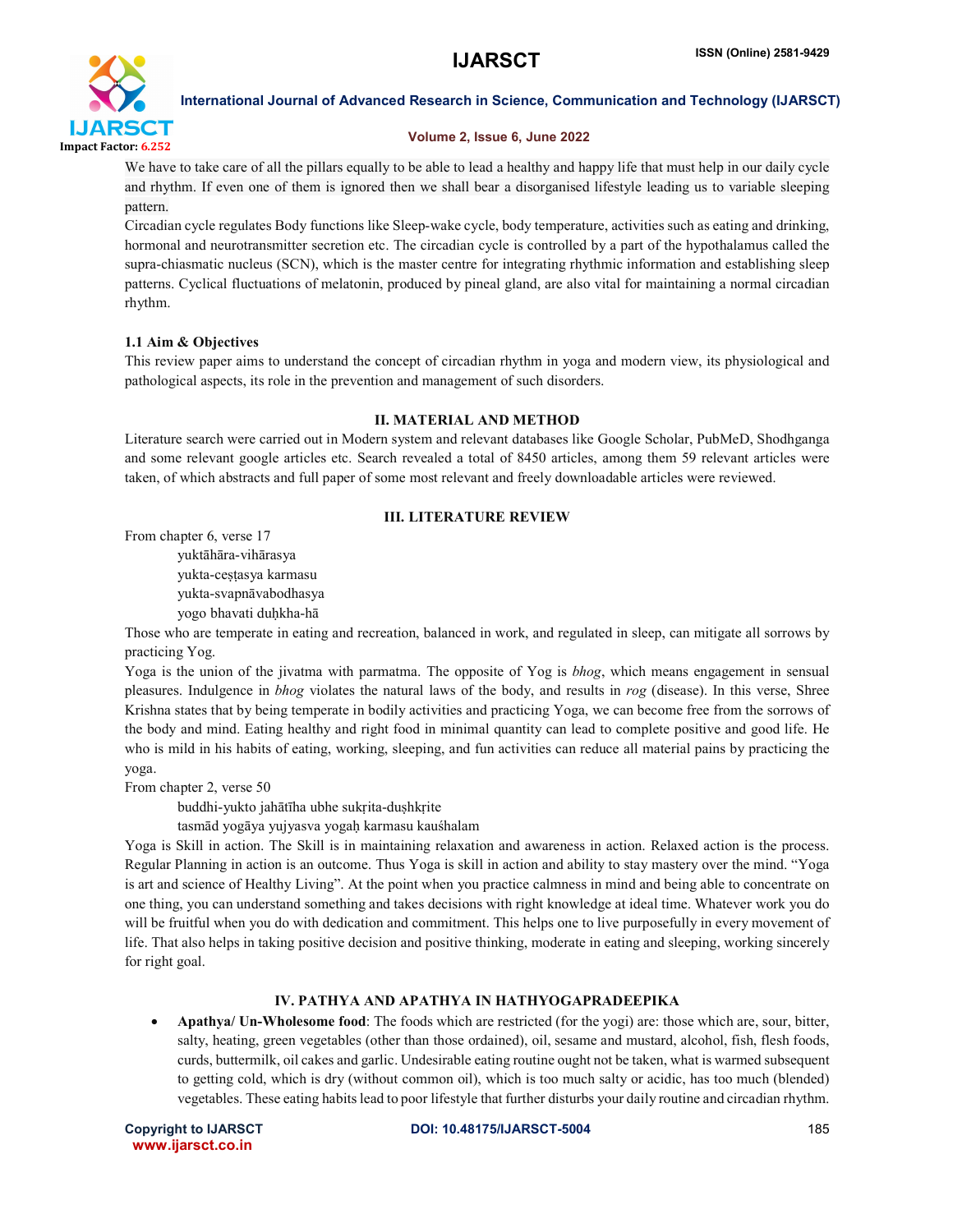We have to take care of all the pillars equally to be able to lead a healthy and happy life that must help in our daily cycle and rhythm. If even one of them is ignored then we shall bear a disorganised lifestyle leading us to variable sleeping pattern.

Circadian cycle regulates Body functions like Sleep-wake cycle, body temperature, activities such as eating and drinking, hormonal and neurotransmitter secretion etc. The circadian cycle is controlled by a part of the hypothalamus called the supra-chiasmatic nucleus (SCN), which is the master centre for integrating rhythmic information and establishing sleep patterns. Cyclical fluctuations of melatonin, produced by pineal gland, are also vital for maintaining a normal circadian rhythm.

### 1.1 Aim & Objectives

This review paper aims to understand the concept of circadian rhythm in yoga and modern view, its physiological and pathological aspects, its role in the prevention and management of such disorders.

## II. MATERIAL AND METHOD

Literature search were carried out in Modern system and relevant databases like Google Scholar, PubMeD, Shodhganga and some relevant google articles etc. Search revealed a total of 8450 articles, among them 59 relevant articles were taken, of which abstracts and full paper of some most relevant and freely downloadable articles were reviewed.

## III. LITERATURE REVIEW

From chapter 6, verse 17

yuktāhāra-vihārasya
yukta-ceṣṭasya karmasu
yukta-svapnāvabodhasya
yogo bhavati duḥkha-hā

Those who are temperate in eating and recreation, balanced in work, and regulated in sleep, can mitigate all sorrows by practicing Yog.

Yoga is the union of the jivatma with parmatma. The opposite of Yog is *bhog*, which means engagement in sensual pleasures. Indulgence in *bhog* violates the natural laws of the body, and results in *rog* (disease). In this verse, Shree Krishna states that by being temperate in bodily activities and practicing Yoga, we can become free from the sorrows of the body and mind. Eating healthy and right food in minimal quantity can lead to complete positive and good life. He who is mild in his habits of eating, working, sleeping, and fun activities can reduce all material pains by practicing the yoga.

From chapter 2, verse 50

buddhi-yukto jahātīha ubhe sukṛita-duṣhkṛite
tasmād yogāya yujyasva yogaḥ karmasu kauśhalam

Yoga is Skill in action. The Skill is in maintaining relaxation and awareness in action. Relaxed action is the process. Regular Planning in action is an outcome. Thus Yoga is skill in action and ability to stay mastery over the mind. "Yoga is art and science of Healthy Living". At the point when you practice calmness in mind and being able to concentrate on one thing, you can understand something and takes decisions with right knowledge at ideal time. Whatever work you do will be fruitful when you do with dedication and commitment. This helps one to live purposefully in every movement of life. That also helps in taking positive decision and positive thinking, moderate in eating and sleeping, working sincerely for right goal.

## IV. PATHYA AND APATHYA IN HATHYOGAPRADEEPIKA

- **Apathya/ Un-Wholesome food**: The foods which are restricted (for the yogi) are: those which are, sour, bitter, salty, heating, green vegetables (other than those ordained), oil, sesame and mustard, alcohol, fish, flesh foods, curds, buttermilk, oil cakes and garlic. Undesirable eating routine ought not be taken, what is warmed subsequent to getting cold, which is dry (without common oil), which is too much salty or acidic, has too much (blended) vegetables. These eating habits lead to poor lifestyle that further disturbs your daily routine and circadian rhythm.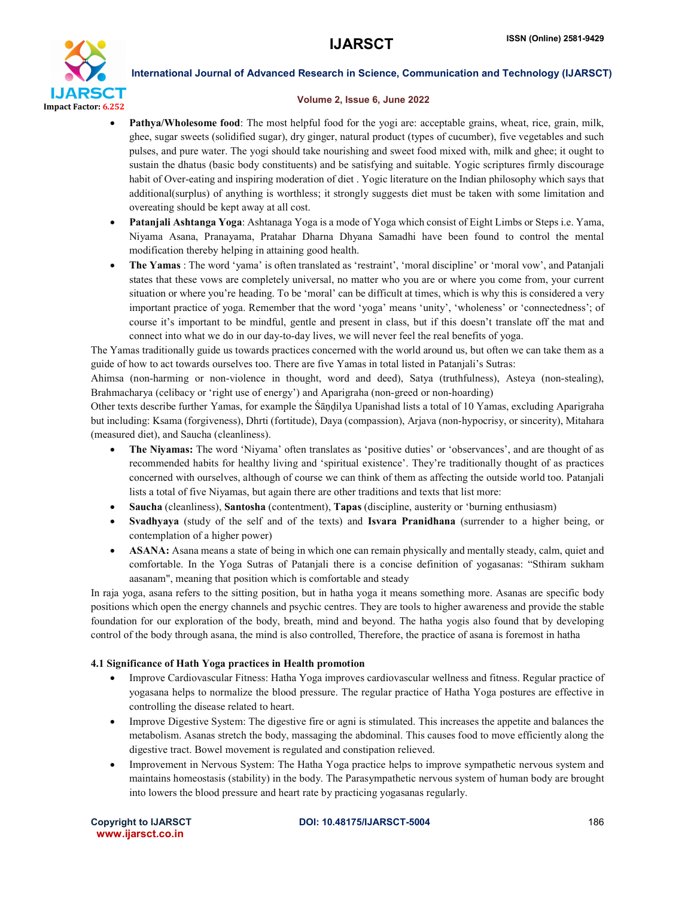- **Pathya/Wholesome food**: The most helpful food for the yogi are: acceptable grains, wheat, rice, grain, milk, ghee, sugar sweets (solidified sugar), dry ginger, natural product (types of cucumber), five vegetables and such pulses, and pure water. The yogi should take nourishing and sweet food mixed with, milk and ghee; it ought to sustain the dhatus (basic body constituents) and be satisfying and suitable. Yogic scriptures firmly discourage habit of Over-eating and inspiring moderation of diet . Yogic literature on the Indian philosophy which says that additional(surplus) of anything is worthless; it strongly suggests diet must be taken with some limitation and overeating should be kept away at all cost.
- **Patanjali Ashtanga Yoga**: Ashtanaga Yoga is a mode of Yoga which consist of Eight Limbs or Steps i.e. Yama, Niyama Asana, Pranayama, Pratahar Dharna Dhyana Samadhi have been found to control the mental modification thereby helping in attaining good health.
- **The Yamas** : The word 'yama' is often translated as 'restraint', 'moral discipline' or 'moral vow', and Patanjali states that these vows are completely universal, no matter who you are or where you come from, your current situation or where you're heading. To be 'moral' can be difficult at times, which is why this is considered a very important practice of yoga. Remember that the word 'yoga' means 'unity', 'wholeness' or 'connectedness'; of course it's important to be mindful, gentle and present in class, but if this doesn't translate off the mat and connect into what we do in our day-to-day lives, we will never feel the real benefits of yoga.

The Yamas traditionally guide us towards practices concerned with the world around us, but often we can take them as a guide of how to act towards ourselves too. There are five Yamas in total listed in Patanjali's Sutras:

Ahimsa (non-harming or non-violence in thought, word and deed), Satya (truthfulness), Asteya (non-stealing), Brahmacharya (celibacy or 'right use of energy') and Aparigraha (non-greed or non-hoarding)

Other texts describe further Yamas, for example the Śāṇḍilya Upanishad lists a total of 10 Yamas, excluding Aparigraha but including: Ksama (forgiveness), Dhrti (fortitude), Daya (compassion), Arjava (non-hypocrisy, or sincerity), Mitahara (measured diet), and Saucha (cleanliness).

- **The Niyamas:** The word 'Niyama' often translates as 'positive duties' or 'observances', and are thought of as recommended habits for healthy living and 'spiritual existence'. They're traditionally thought of as practices concerned with ourselves, although of course we can think of them as affecting the outside world too. Patanjali lists a total of five Niyamas, but again there are other traditions and texts that list more:
- **Saucha** (cleanliness), **Santosha** (contentment), **Tapas** (discipline, austerity or 'burning enthusiasm)
- **Svadhyaya** (study of the self and of the texts) and **Isvara Pranidhana** (surrender to a higher being, or contemplation of a higher power)
- **ASANA:** Asana means a state of being in which one can remain physically and mentally steady, calm, quiet and comfortable. In the Yoga Sutras of Patanjali there is a concise definition of yogasanas: "Sthiram sukham aasanam", meaning that position which is comfortable and steady

In raja yoga, asana refers to the sitting position, but in hatha yoga it means something more. Asanas are specific body positions which open the energy channels and psychic centres. They are tools to higher awareness and provide the stable foundation for our exploration of the body, breath, mind and beyond. The hatha yogis also found that by developing control of the body through asana, the mind is also controlled, Therefore, the practice of asana is foremost in hatha

### 4.1 Significance of Hath Yoga practices in Health promotion

- Improve Cardiovascular Fitness: Hatha Yoga improves cardiovascular wellness and fitness. Regular practice of yogasana helps to normalize the blood pressure. The regular practice of Hatha Yoga postures are effective in controlling the disease related to heart.
- Improve Digestive System: The digestive fire or agni is stimulated. This increases the appetite and balances the metabolism. Asanas stretch the body, massaging the abdominal. This causes food to move efficiently along the digestive tract. Bowel movement is regulated and constipation relieved.
- Improvement in Nervous System: The Hatha Yoga practice helps to improve sympathetic nervous system and maintains homeostasis (stability) in the body. The Parasympathetic nervous system of human body are brought into lowers the blood pressure and heart rate by practicing yogasanas regularly.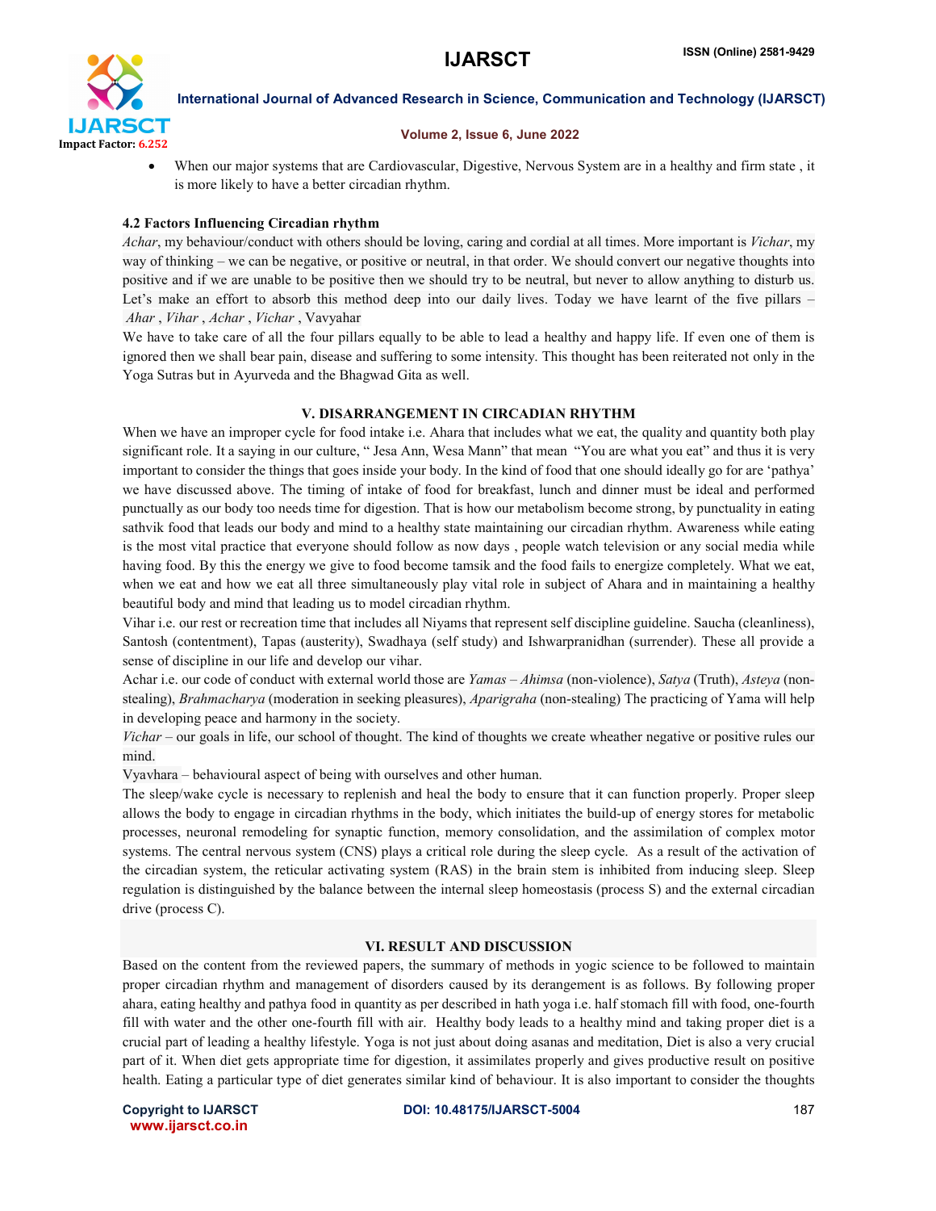- When our major systems that are Cardiovascular, Digestive, Nervous System are in a healthy and firm state , it is more likely to have a better circadian rhythm.

### 4.2 Factors Influencing Circadian rhythm

*Achar*, my behaviour/conduct with others should be loving, caring and cordial at all times. More important is *Vichar*, my way of thinking – we can be negative, or positive or neutral, in that order. We should convert our negative thoughts into positive and if we are unable to be positive then we should try to be neutral, but never to allow anything to disturb us. Let's make an effort to absorb this method deep into our daily lives. Today we have learnt of the five pillars – *Ahar* , *Vihar* , *Achar* , *Vichar* , Vavyahar

We have to take care of all the four pillars equally to be able to lead a healthy and happy life. If even one of them is ignored then we shall bear pain, disease and suffering to some intensity. This thought has been reiterated not only in the Yoga Sutras but in Ayurveda and the Bhagwad Gita as well.

## V. DISARRANGEMENT IN CIRCADIAN RHYTHM

When we have an improper cycle for food intake i.e. Ahara that includes what we eat, the quality and quantity both play significant role. It a saying in our culture, " Jesa Ann, Wesa Mann" that mean "You are what you eat" and thus it is very important to consider the things that goes inside your body. In the kind of food that one should ideally go for are 'pathya' we have discussed above. The timing of intake of food for breakfast, lunch and dinner must be ideal and performed punctually as our body too needs time for digestion. That is how our metabolism become strong, by punctuality in eating sathvik food that leads our body and mind to a healthy state maintaining our circadian rhythm. Awareness while eating is the most vital practice that everyone should follow as now days , people watch television or any social media while having food. By this the energy we give to food become tamsik and the food fails to energize completely. What we eat, when we eat and how we eat all three simultaneously play vital role in subject of Ahara and in maintaining a healthy beautiful body and mind that leading us to model circadian rhythm.

Vihar i.e. our rest or recreation time that includes all Niyams that represent self discipline guideline. Saucha (cleanliness), Santosh (contentment), Tapas (austerity), Swadhaya (self study) and Ishwarpranidhan (surrender). These all provide a sense of discipline in our life and develop our vihar.

Achar i.e. our code of conduct with external world those are *Yamas – Ahimsa* (non-violence), *Satya* (Truth), *Asteya* (non-stealing), *Brahmacharya* (moderation in seeking pleasures), *Aparigraha* (non-stealing) The practicing of Yama will help in developing peace and harmony in the society.

*Vichar* – our goals in life, our school of thought. The kind of thoughts we create wheather negative or positive rules our mind.

Vyavhara – behavioural aspect of being with ourselves and other human.

The sleep/wake cycle is necessary to replenish and heal the body to ensure that it can function properly. Proper sleep allows the body to engage in circadian rhythms in the body, which initiates the build-up of energy stores for metabolic processes, neuronal remodeling for synaptic function, memory consolidation, and the assimilation of complex motor systems. The central nervous system (CNS) plays a critical role during the sleep cycle. As a result of the activation of the circadian system, the reticular activating system (RAS) in the brain stem is inhibited from inducing sleep. Sleep regulation is distinguished by the balance between the internal sleep homeostasis (process S) and the external circadian drive (process C).

## VI. RESULT AND DISCUSSION

Based on the content from the reviewed papers, the summary of methods in yogic science to be followed to maintain proper circadian rhythm and management of disorders caused by its derangement is as follows. By following proper ahara, eating healthy and pathya food in quantity as per described in hath yoga i.e. half stomach fill with food, one-fourth fill with water and the other one-fourth fill with air. Healthy body leads to a healthy mind and taking proper diet is a crucial part of leading a healthy lifestyle. Yoga is not just about doing asanas and meditation, Diet is also a very crucial part of it. When diet gets appropriate time for digestion, it assimilates properly and gives productive result on positive health. Eating a particular type of diet generates similar kind of behaviour. It is also important to consider the thoughts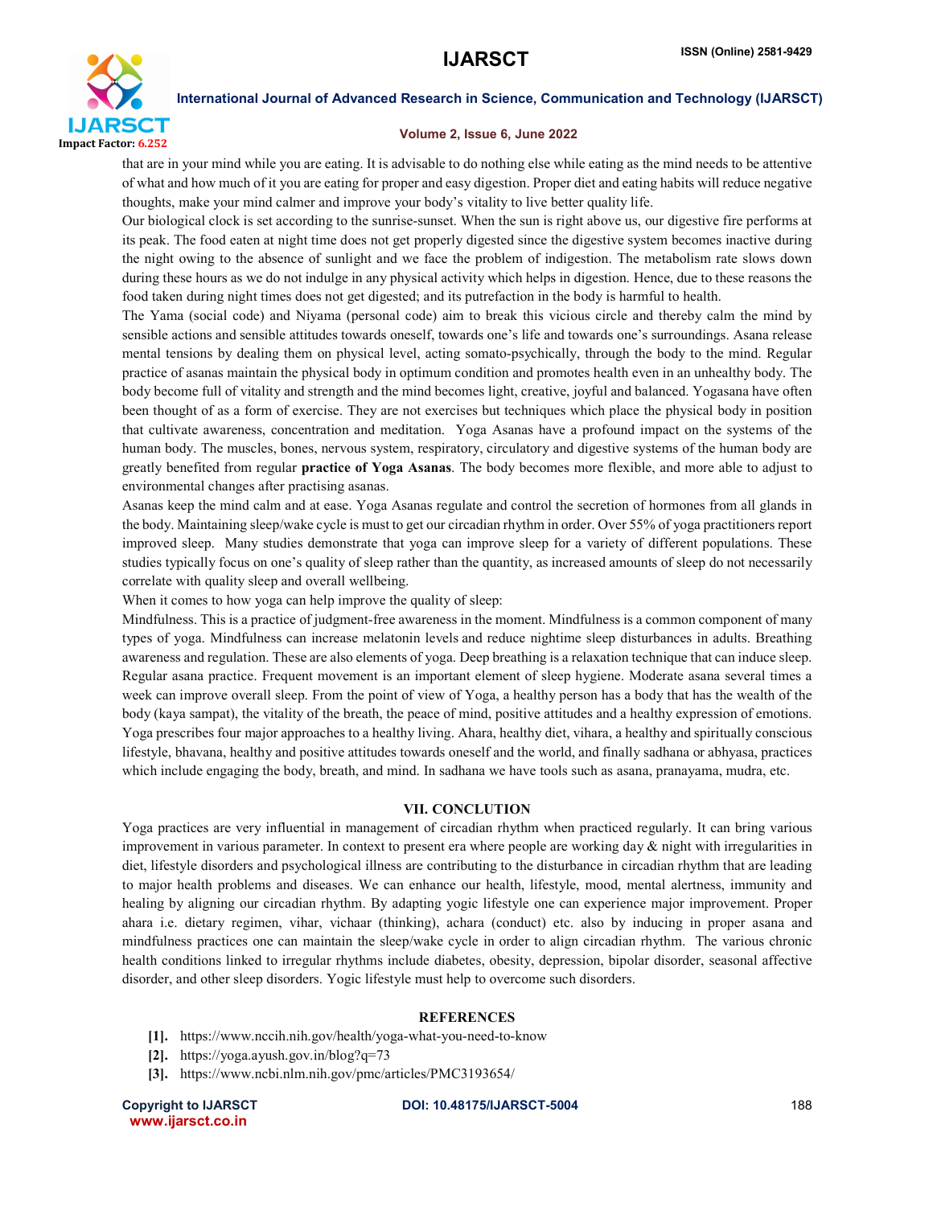that are in your mind while you are eating. It is advisable to do nothing else while eating as the mind needs to be attentive of what and how much of it you are eating for proper and easy digestion. Proper diet and eating habits will reduce negative thoughts, make your mind calmer and improve your body's vitality to live better quality life.

Our biological clock is set according to the sunrise-sunset. When the sun is right above us, our digestive fire performs at its peak. The food eaten at night time does not get properly digested since the digestive system becomes inactive during the night owing to the absence of sunlight and we face the problem of indigestion. The metabolism rate slows down during these hours as we do not indulge in any physical activity which helps in digestion. Hence, due to these reasons the food taken during night times does not get digested; and its putrefaction in the body is harmful to health.

The Yama (social code) and Niyama (personal code) aim to break this vicious circle and thereby calm the mind by sensible actions and sensible attitudes towards oneself, towards one's life and towards one's surroundings. Asana release mental tensions by dealing them on physical level, acting somato-psychically, through the body to the mind. Regular practice of asanas maintain the physical body in optimum condition and promotes health even in an unhealthy body. The body become full of vitality and strength and the mind becomes light, creative, joyful and balanced. Yogasana have often been thought of as a form of exercise. They are not exercises but techniques which place the physical body in position that cultivate awareness, concentration and meditation. Yoga Asanas have a profound impact on the systems of the human body. The muscles, bones, nervous system, respiratory, circulatory and digestive systems of the human body are greatly benefited from regular **practice of Yoga Asanas**. The body becomes more flexible, and more able to adjust to environmental changes after practising asanas.

Asanas keep the mind calm and at ease. Yoga Asanas regulate and control the secretion of hormones from all glands in the body. Maintaining sleep/wake cycle is must to get our circadian rhythm in order. Over 55% of yoga practitioners report improved sleep. Many studies demonstrate that yoga can improve sleep for a variety of different populations. These studies typically focus on one's quality of sleep rather than the quantity, as increased amounts of sleep do not necessarily correlate with quality sleep and overall wellbeing.

When it comes to how yoga can help improve the quality of sleep:

Mindfulness. This is a practice of judgment-free awareness in the moment. Mindfulness is a common component of many types of yoga. Mindfulness can increase melatonin levels and reduce nightime sleep disturbances in adults. Breathing awareness and regulation. These are also elements of yoga. Deep breathing is a relaxation technique that can induce sleep. Regular asana practice. Frequent movement is an important element of sleep hygiene. Moderate asana several times a week can improve overall sleep. From the point of view of Yoga, a healthy person has a body that has the wealth of the body (kaya sampat), the vitality of the breath, the peace of mind, positive attitudes and a healthy expression of emotions. Yoga prescribes four major approaches to a healthy living. Ahara, healthy diet, vihara, a healthy and spiritually conscious lifestyle, bhavana, healthy and positive attitudes towards oneself and the world, and finally sadhana or abhyasa, practices which include engaging the body, breath, and mind. In sadhana we have tools such as asana, pranayama, mudra, etc.

## VII. CONCLUTION

Yoga practices are very influential in management of circadian rhythm when practiced regularly. It can bring various improvement in various parameter. In context to present era where people are working day & night with irregularities in diet, lifestyle disorders and psychological illness are contributing to the disturbance in circadian rhythm that are leading to major health problems and diseases. We can enhance our health, lifestyle, mood, mental alertness, immunity and healing by aligning our circadian rhythm. By adapting yogic lifestyle one can experience major improvement. Proper ahara i.e. dietary regimen, vihar, vichaar (thinking), achara (conduct) etc. also by inducing in proper asana and mindfulness practices one can maintain the sleep/wake cycle in order to align circadian rhythm. The various chronic health conditions linked to irregular rhythms include diabetes, obesity, depression, bipolar disorder, seasonal affective disorder, and other sleep disorders. Yogic lifestyle must help to overcome such disorders.

## REFERENCES

[1]. https://www.nccih.nih.gov/health/yoga-what-you-need-to-know

[2]. https://yoga.ayush.gov.in/blog?q=73

[3]. https://www.ncbi.nlm.nih.gov/pmc/articles/PMC3193654/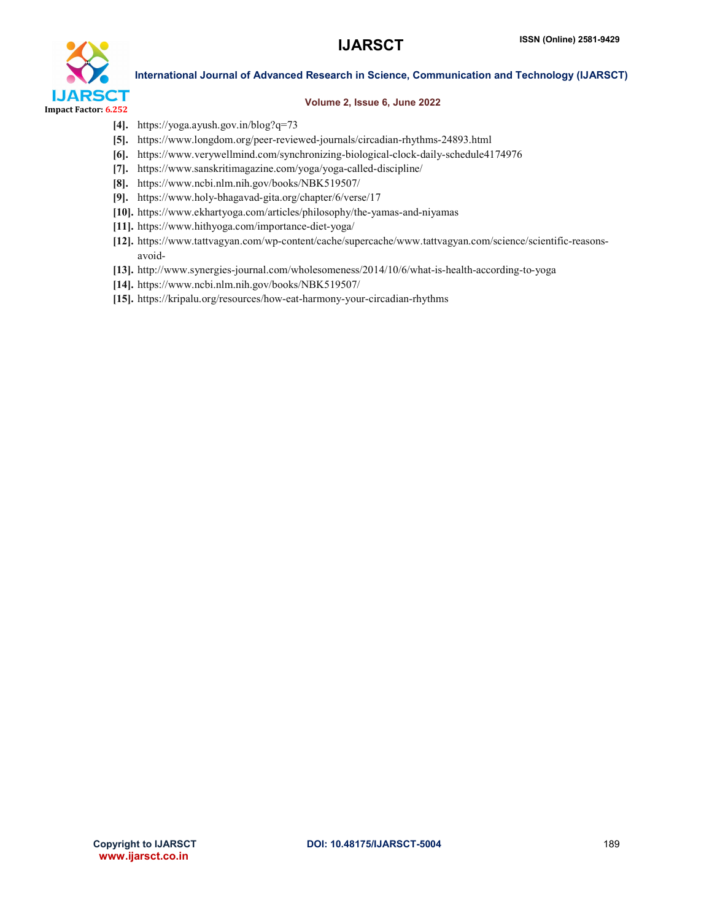- **[4].** https://yoga.ayush.gov.in/blog?q=73
- **[5].** https://www.longdom.org/peer-reviewed-journals/circadian-rhythms-24893.html
- **[6].** https://www.verywellmind.com/synchronizing-biological-clock-daily-schedule4174976
- **[7].** https://www.sanskritimagazine.com/yoga/yoga-called-discipline/
- **[8].** https://www.ncbi.nlm.nih.gov/books/NBK519507/
- **[9].** https://www.holy-bhagavad-gita.org/chapter/6/verse/17
- **[10].** https://www.ekhartyoga.com/articles/philosophy/the-yamas-and-niyamas
- **[11].** https://www.hithyoga.com/importance-diet-yoga/
- **[12].** https://www.tattvagyan.com/wp-content/cache/supercache/www.tattvagyan.com/science/scientific-reasons-avoid-
- **[13].** http://www.synergies-journal.com/wholesomeness/2014/10/6/what-is-health-according-to-yoga
- **[14].** https://www.ncbi.nlm.nih.gov/books/NBK519507/
- **[15].** https://kripalu.org/resources/how-eat-harmony-your-circadian-rhythms